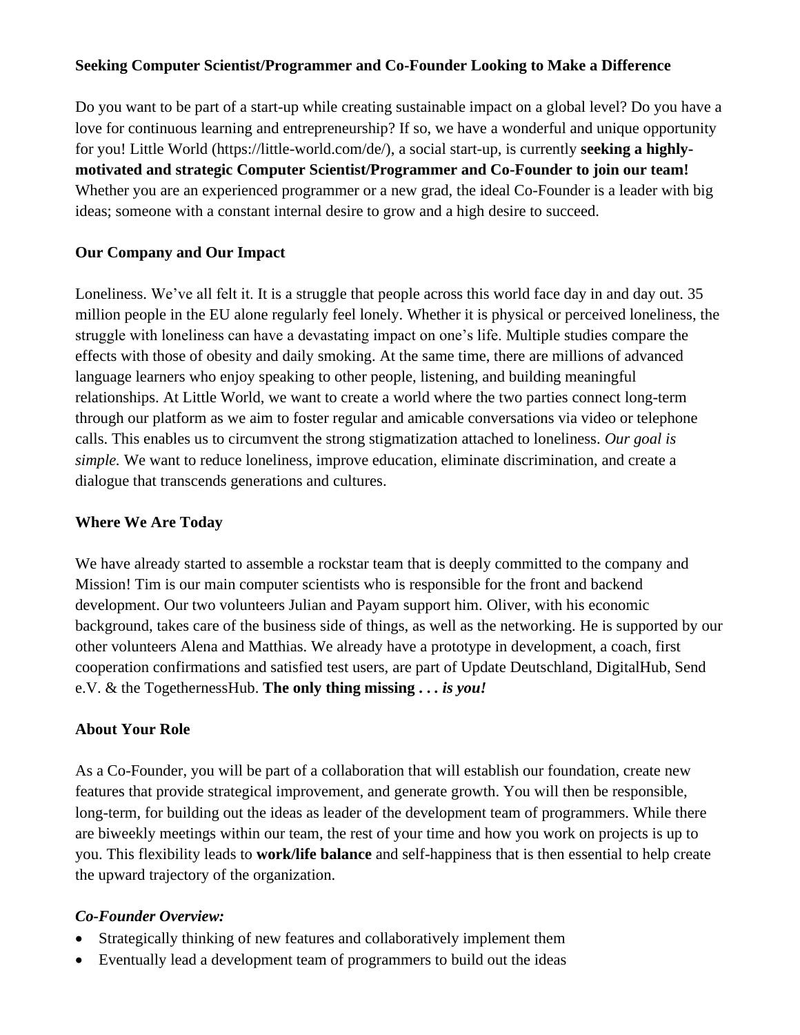**Seeking Computer Scientist/Programmer and Co-Founder Looking to Make a Difference**

Do you want to be part of a start-up while creating sustainable impact on a global level? Do you have a love for continuous learning and entrepreneurship? If so, we have a wonderful and unique opportunity for you! Little World (https://little-world.com/de/), a social start-up, is currently **seeking a highly-motivated and strategic Computer Scientist/Programmer and Co-Founder to join our team!** Whether you are an experienced programmer or a new grad, the ideal Co-Founder is a leader with big ideas; someone with a constant internal desire to grow and a high desire to succeed.

**Our Company and Our Impact**

Loneliness. We've all felt it. It is a struggle that people across this world face day in and day out. 35 million people in the EU alone regularly feel lonely. Whether it is physical or perceived loneliness, the struggle with loneliness can have a devastating impact on one's life. Multiple studies compare the effects with those of obesity and daily smoking. At the same time, there are millions of advanced language learners who enjoy speaking to other people, listening, and building meaningful relationships. At Little World, we want to create a world where the two parties connect long-term through our platform as we aim to foster regular and amicable conversations via video or telephone calls. This enables us to circumvent the strong stigmatization attached to loneliness. *Our goal is simple.* We want to reduce loneliness, improve education, eliminate discrimination, and create a dialogue that transcends generations and cultures.

**Where We Are Today**

We have already started to assemble a rockstar team that is deeply committed to the company and Mission! Tim is our main computer scientists who is responsible for the front and backend development. Our two volunteers Julian and Payam support him. Oliver, with his economic background, takes care of the business side of things, as well as the networking. He is supported by our other volunteers Alena and Matthias. We already have a prototype in development, a coach, first cooperation confirmations and satisfied test users, are part of Update Deutschland, DigitalHub, Send e.V. & the TogethernessHub. **The only thing missing . . . *is you!***

**About Your Role**

As a Co-Founder, you will be part of a collaboration that will establish our foundation, create new features that provide strategical improvement, and generate growth. You will then be responsible, long-term, for building out the ideas as leader of the development team of programmers. While there are biweekly meetings within our team, the rest of your time and how you work on projects is up to you. This flexibility leads to **work/life balance** and self-happiness that is then essential to help create the upward trajectory of the organization.

***Co-Founder Overview:***

- Strategically thinking of new features and collaboratively implement them
- Eventually lead a development team of programmers to build out the ideas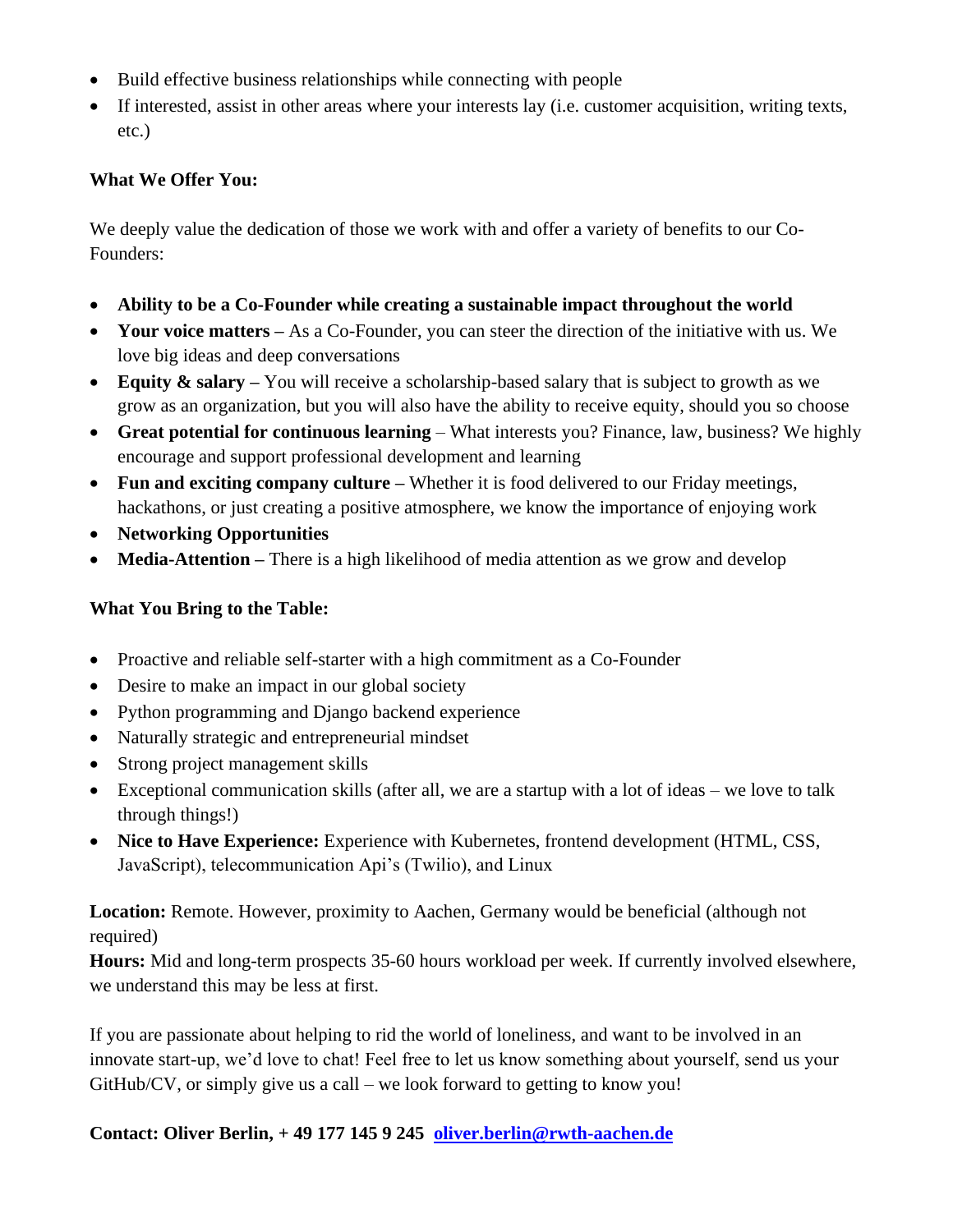- Build effective business relationships while connecting with people
- If interested, assist in other areas where your interests lay (i.e. customer acquisition, writing texts, etc.)

**What We Offer You:**

We deeply value the dedication of those we work with and offer a variety of benefits to our Co-Founders:

- **Ability to be a Co-Founder while creating a sustainable impact throughout the world**
- **Your voice matters –** As a Co-Founder, you can steer the direction of the initiative with us. We love big ideas and deep conversations
- **Equity & salary –** You will receive a scholarship-based salary that is subject to growth as we grow as an organization, but you will also have the ability to receive equity, should you so choose
- **Great potential for continuous learning** – What interests you? Finance, law, business? We highly encourage and support professional development and learning
- **Fun and exciting company culture –** Whether it is food delivered to our Friday meetings, hackathons, or just creating a positive atmosphere, we know the importance of enjoying work
- **Networking Opportunities**
- **Media-Attention –** There is a high likelihood of media attention as we grow and develop

**What You Bring to the Table:**

- Proactive and reliable self-starter with a high commitment as a Co-Founder
- Desire to make an impact in our global society
- Python programming and Django backend experience
- Naturally strategic and entrepreneurial mindset
- Strong project management skills
- Exceptional communication skills (after all, we are a startup with a lot of ideas – we love to talk through things!)
- **Nice to Have Experience:** Experience with Kubernetes, frontend development (HTML, CSS, JavaScript), telecommunication Api's (Twilio), and Linux

**Location:** Remote. However, proximity to Aachen, Germany would be beneficial (although not required)
**Hours:** Mid and long-term prospects 35-60 hours workload per week. If currently involved elsewhere, we understand this may be less at first.

If you are passionate about helping to rid the world of loneliness, and want to be involved in an innovate start-up, we'd love to chat! Feel free to let us know something about yourself, send us your GitHub/CV, or simply give us a call – we look forward to getting to know you!

**Contact: Oliver Berlin, + 49 177 145 9 245 [oliver.berlin@rwth-aachen.de](mailto:oliver.berlin@rwth-aachen.de)**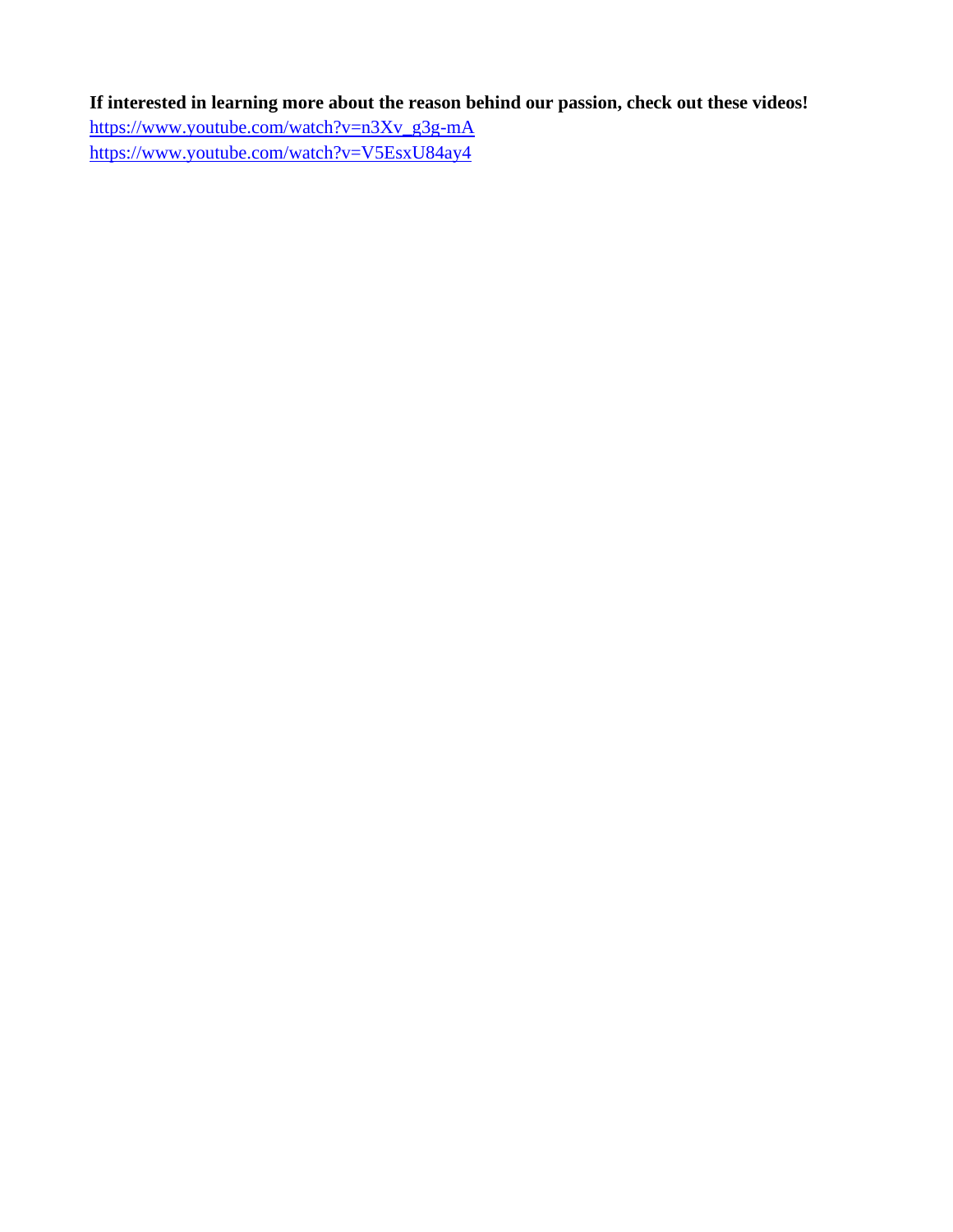**If interested in learning more about the reason behind our passion, check out these videos!**

https://www.youtube.com/watch?v=n3Xv_g3g-mA

https://www.youtube.com/watch?v=V5EsxU84ay4